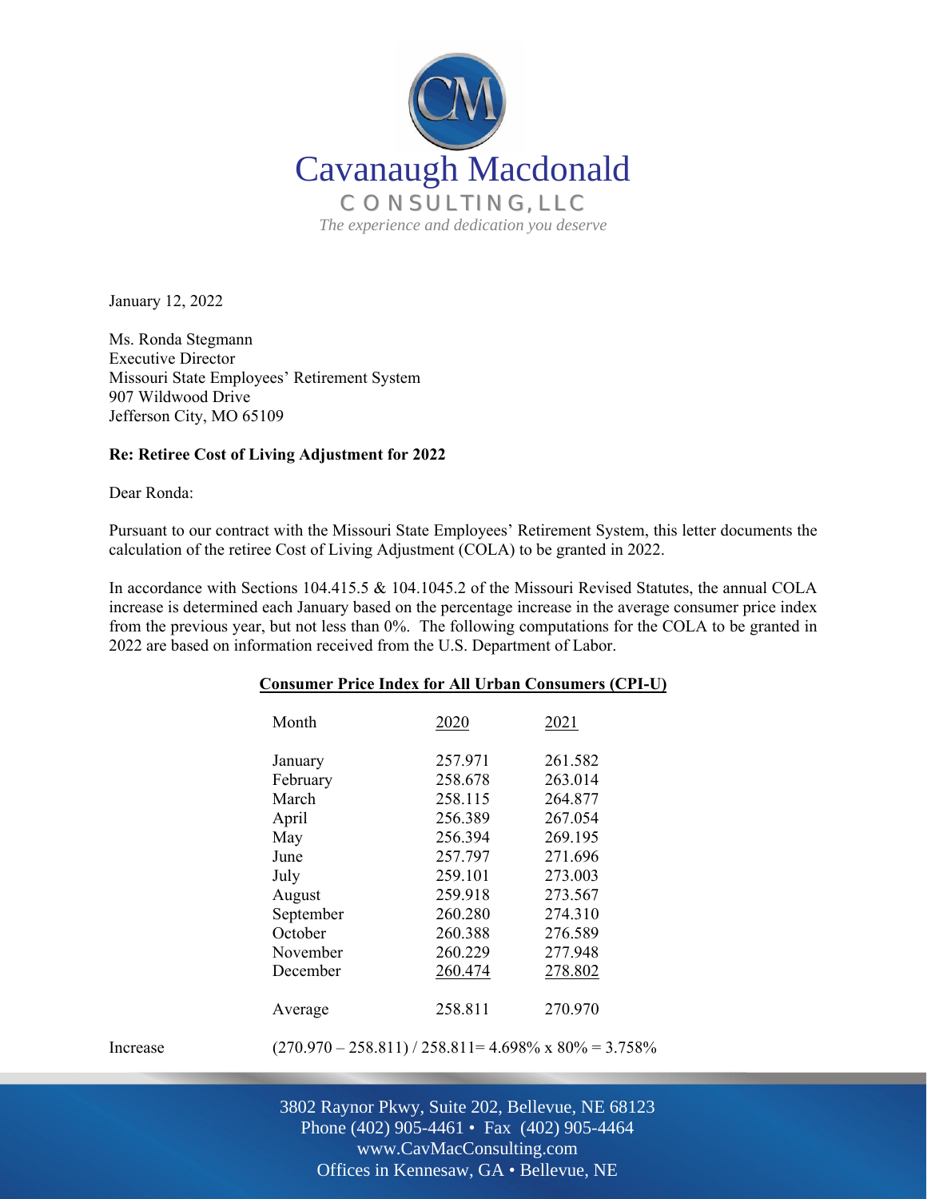Cavanaugh Macdonald
CONSULTING, LLC
*The experience and dedication you deserve*

January 12, 2022

Ms. Ronda Stegmann
Executive Director
Missouri State Employees' Retirement System
907 Wildwood Drive
Jefferson City, MO 65109

**Re: Retiree Cost of Living Adjustment for 2022**

Dear Ronda:

Pursuant to our contract with the Missouri State Employees' Retirement System, this letter documents the calculation of the retiree Cost of Living Adjustment (COLA) to be granted in 2022.

In accordance with Sections 104.415.5 & 104.1045.2 of the Missouri Revised Statutes, the annual COLA increase is determined each January based on the percentage increase in the average consumer price index from the previous year, but not less than 0%. The following computations for the COLA to be granted in 2022 are based on information received from the U.S. Department of Labor.

**Consumer Price Index for All Urban Consumers (CPI-U)**

| Month | 2020 | 2021 |
|---|---|---|
| January | 257.971 | 261.582 |
| February | 258.678 | 263.014 |
| March | 258.115 | 264.877 |
| April | 256.389 | 267.054 |
| May | 256.394 | 269.195 |
| June | 257.797 | 271.696 |
| July | 259.101 | 273.003 |
| August | 259.918 | 273.567 |
| September | 260.280 | 274.310 |
| October | 260.388 | 276.589 |
| November | 260.229 | 277.948 |
| December | 260.474 | 278.802 |
| Average | 258.811 | 270.970 |

Increase (270.970 – 258.811) / 258.811= 4.698% x 80% = 3.758%

3802 Raynor Pkwy, Suite 202, Bellevue, NE 68123
Phone (402) 905-4461 • Fax (402) 905-4464
www.CavMacConsulting.com
Offices in Kennesaw, GA • Bellevue, NE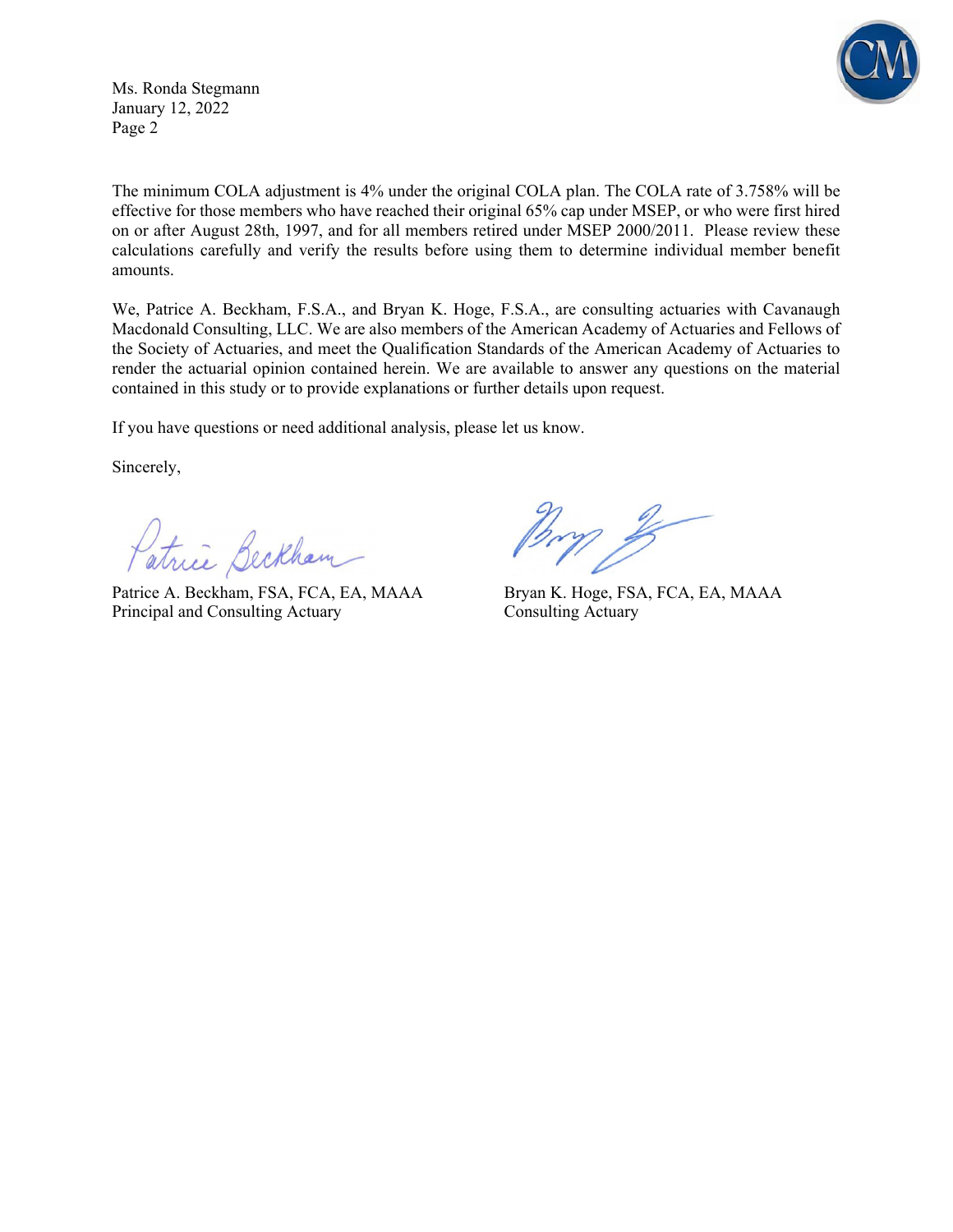Ms. Ronda Stegmann
January 12, 2022

The minimum COLA adjustment is 4% under the original COLA plan. The COLA rate of 3.758% will be effective for those members who have reached their original 65% cap under MSEP, or who were first hired on or after August 28th, 1997, and for all members retired under MSEP 2000/2011. Please review these calculations carefully and verify the results before using them to determine individual member benefit amounts.

We, Patrice A. Beckham, F.S.A., and Bryan K. Hoge, F.S.A., are consulting actuaries with Cavanaugh Macdonald Consulting, LLC. We are also members of the American Academy of Actuaries and Fellows of the Society of Actuaries, and meet the Qualification Standards of the American Academy of Actuaries to render the actuarial opinion contained herein. We are available to answer any questions on the material contained in this study or to provide explanations or further details upon request.

If you have questions or need additional analysis, please let us know.

Sincerely,

Patrice A. Beckham, FSA, FCA, EA, MAAA
Principal and Consulting Actuary

Bryan K. Hoge, FSA, FCA, EA, MAAA
Consulting Actuary